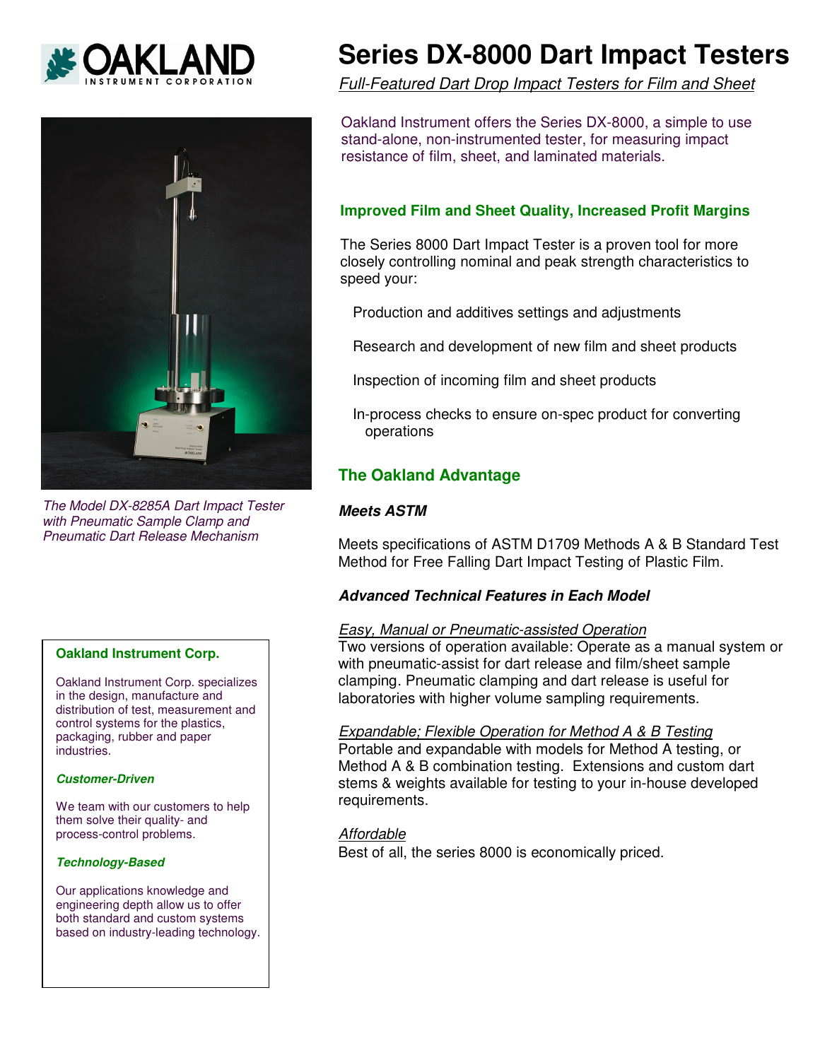**OAKLAND**
INSTRUMENT CORPORATION

# Series DX-8000 Dart Impact Testers

*Full-Featured Dart Drop Impact Testers for Film and Sheet*

Oakland Instrument offers the Series DX-8000, a simple to use stand-alone, non-instrumented tester, for measuring impact resistance of film, sheet, and laminated materials.

*The Model DX-8285A Dart Impact Tester with Pneumatic Sample Clamp and Pneumatic Dart Release Mechanism*

## Improved Film and Sheet Quality, Increased Profit Margins

The Series 8000 Dart Impact Tester is a proven tool for more closely controlling nominal and peak strength characteristics to speed your:

- Production and additives settings and adjustments
- Research and development of new film and sheet products
- Inspection of incoming film and sheet products
- In-process checks to ensure on-spec product for converting operations

## The Oakland Advantage

### *Meets ASTM*

Meets specifications of ASTM D1709 Methods A & B Standard Test Method for Free Falling Dart Impact Testing of Plastic Film.

### *Advanced Technical Features in Each Model*

*Easy, Manual or Pneumatic-assisted Operation*
Two versions of operation available: Operate as a manual system or with pneumatic-assist for dart release and film/sheet sample clamping. Pneumatic clamping and dart release is useful for laboratories with higher volume sampling requirements.

*Expandable; Flexible Operation for Method A & B Testing*
Portable and expandable with models for Method A testing, or Method A & B combination testing. Extensions and custom dart stems & weights available for testing to your in-house developed requirements.

*Affordable*
Best of all, the series 8000 is economically priced.

---

**Oakland Instrument Corp.**

Oakland Instrument Corp. specializes in the design, manufacture and distribution of test, measurement and control systems for the plastics, packaging, rubber and paper industries.

***Customer-Driven***

We team with our customers to help them solve their quality- and process-control problems.

***Technology-Based***

Our applications knowledge and engineering depth allow us to offer both standard and custom systems based on industry-leading technology.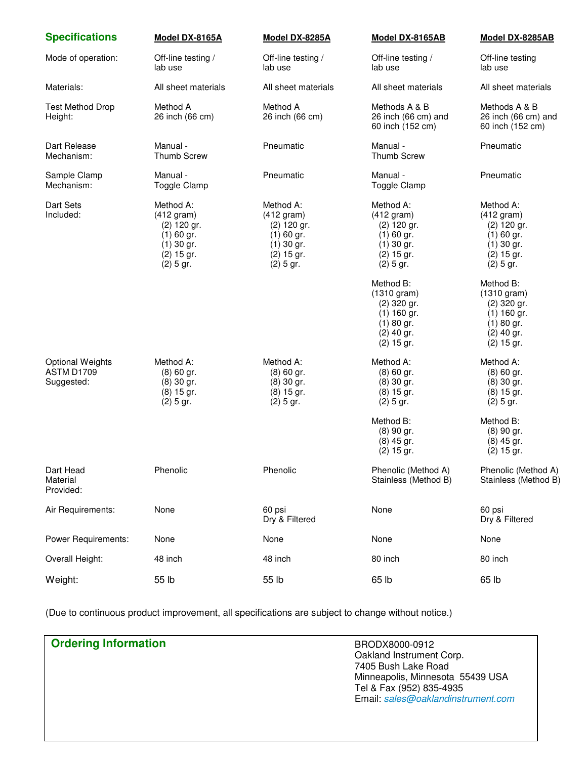## Specifications

| Specifications | Model DX-8165A | Model DX-8285A | Model DX-8165AB | Model DX-8285AB |
|---|---|---|---|---|
| Mode of operation: | Off-line testing / lab use | Off-line testing / lab use | Off-line testing / lab use | Off-line testing lab use |
| Materials: | All sheet materials | All sheet materials | All sheet materials | All sheet materials |
| Test Method Drop Height: | Method A 26 inch (66 cm) | Method A 26 inch (66 cm) | Methods A & B 26 inch (66 cm) and 60 inch (152 cm) | Methods A & B 26 inch (66 cm) and 60 inch (152 cm) |
| Dart Release Mechanism: | Manual - Thumb Screw | Pneumatic | Manual - Thumb Screw | Pneumatic |
| Sample Clamp Mechanism: | Manual - Toggle Clamp | Pneumatic | Manual - Toggle Clamp | Pneumatic |
| Dart Sets Included: | Method A: (412 gram) (2) 120 gr. (1) 60 gr. (1) 30 gr. (2) 15 gr. (2) 5 gr. | Method A: (412 gram) (2) 120 gr. (1) 60 gr. (1) 30 gr. (2) 15 gr. (2) 5 gr. | Method A: (412 gram) (2) 120 gr. (1) 60 gr. (1) 30 gr. (2) 15 gr. (2) 5 gr. Method B: (1310 gram) (2) 320 gr. (1) 160 gr. (1) 80 gr. (2) 40 gr. (2) 15 gr. | Method A: (412 gram) (2) 120 gr. (1) 60 gr. (1) 30 gr. (2) 15 gr. (2) 5 gr. Method B: (1310 gram) (2) 320 gr. (1) 160 gr. (1) 80 gr. (2) 40 gr. (2) 15 gr. |
| Optional Weights ASTM D1709 Suggested: | Method A: (8) 60 gr. (8) 30 gr. (8) 15 gr. (2) 5 gr. | Method A: (8) 60 gr. (8) 30 gr. (8) 15 gr. (2) 5 gr. | Method A: (8) 60 gr. (8) 30 gr. (8) 15 gr. (2) 5 gr. Method B: (8) 90 gr. (8) 45 gr. (2) 15 gr. | Method A: (8) 60 gr. (8) 30 gr. (8) 15 gr. (2) 5 gr. Method B: (8) 90 gr. (8) 45 gr. (2) 15 gr. |
| Dart Head Material Provided: | Phenolic | Phenolic | Phenolic (Method A) Stainless (Method B) | Phenolic (Method A) Stainless (Method B) |
| Air Requirements: | None | 60 psi Dry & Filtered | None | 60 psi Dry & Filtered |
| Power Requirements: | None | None | None | None |
| Overall Height: | 48 inch | 48 inch | 80 inch | 80 inch |
| Weight: | 55 lb | 55 lb | 65 lb | 65 lb |

(Due to continuous product improvement, all specifications are subject to change without notice.)

## Ordering Information

BRODX8000-0912
Oakland Instrument Corp.
7405 Bush Lake Road
Minneapolis, Minnesota 55439 USA
Tel & Fax (952) 835-4935
Email: *sales@oaklandinstrument.com*